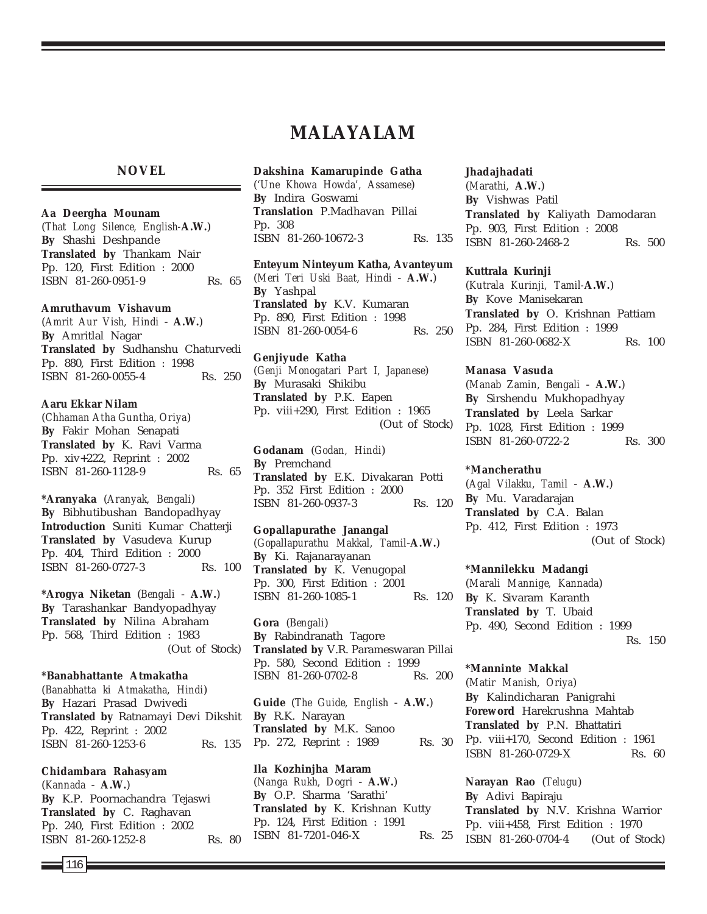# MALAYALAM

## NOVEL

**Aa Deergha Mounam**
(*That Long Silence, English*-**A.W.**)
**By** Shashi Deshpande
**Translated by** Thankam Nair
Pp. 120, First Edition : 2000
ISBN 81-260-0951-9 Rs. 65

**Amruthavum Vishavum**
(*Amrit Aur Vish, Hindi* - **A.W.**)
**By** Amritlal Nagar
**Translated by** Sudhanshu Chaturvedi
Pp. 880, First Edition : 1998
ISBN 81-260-0055-4 Rs. 250

**Aaru Ekkar Nilam**
(*Chhaman Atha Guntha, Oriya*)
**By** Fakir Mohan Senapati
**Translated by** K. Ravi Varma
Pp. xiv+222, Reprint : 2002
ISBN 81-260-1128-9 Rs. 65

***Aranyaka** (*Aranyak, Bengali*)
**By** Bibhutibushan Bandopadhyay
**Introduction** Suniti Kumar Chatterji
**Translated by** Vasudeva Kurup
Pp. 404, Third Edition : 2000
ISBN 81-260-0727-3 Rs. 100

***Arogya Niketan** (*Bengali* - **A.W.**)
**By** Tarashankar Bandyopadhyay
**Translated by** Nilina Abraham
Pp. 568, Third Edition : 1983
(Out of Stock)

***Banabhattante Atmakatha**
(*Banabhatta ki Atmakatha, Hindi*)
**By** Hazari Prasad Dwivedi
**Translated by** Ratnamayi Devi Dikshit
Pp. 422, Reprint : 2002
ISBN 81-260-1253-6 Rs. 135

**Chidambara Rahasyam**
(*Kannada* - **A.W.**)
**By** K.P. Poornachandra Tejaswi
**Translated by** C. Raghavan
Pp. 240, First Edition : 2002
ISBN 81-260-1252-8 Rs. 80

**Dakshina Kamarupinde Gatha**
(*'Une Khowa Howda', Assamese*)
**By** Indira Goswami
**Translation** P.Madhavan Pillai
Pp. 308
ISBN 81-260-10672-3 Rs. 135

**Enteyum Ninteyum Katha, Avanteyum**
(*Meri Teri Uski Baat, Hindi* - **A.W.**)
**By** Yashpal
**Translated by** K.V. Kumaran
Pp. 890, First Edition : 1998
ISBN 81-260-0054-6 Rs. 250

**Genjiyude Katha**
(*Genji Monogatari Part I, Japanese*)
**By** Murasaki Shikibu
**Translated by** P.K. Eapen
Pp. viii+290, First Edition : 1965
(Out of Stock)

**Godanam** (*Godan, Hindi*)
**By** Premchand
**Translated by** E.K. Divakaran Potti
Pp. 352 First Edition : 2000
ISBN 81-260-0937-3 Rs. 120

**Gopallapurathe Janangal**
(*Gopallapurathu Makkal, Tamil*-**A.W.**)
**By** Ki. Rajanarayanan
**Translated by** K. Venugopal
Pp. 300, First Edition : 2001
ISBN 81-260-1085-1 Rs. 120

**Gora** (*Bengali*)
**By** Rabindranath Tagore
**Translated by** V.R. Parameswaran Pillai
Pp. 580, Second Edition : 1999
ISBN 81-260-0702-8 Rs. 200

**Guide** (*The Guide, English* - **A.W.**)
**By** R.K. Narayan
**Translated by** M.K. Sanoo
Pp. 272, Reprint : 1989 Rs. 30

**Ila Kozhinjha Maram**
(*Nanga Rukh, Dogri* - **A.W.**)
**By** O.P. Sharma 'Sarathi'
**Translated by** K. Krishnan Kutty
Pp. 124, First Edition : 1991
ISBN 81-7201-046-X Rs. 25

**Jhadajhadati**
(*Marathi*, **A.W.**)
**By** Vishwas Patil
**Translated by** Kaliyath Damodaran
Pp. 903, First Edition : 2008
ISBN 81-260-2468-2 Rs. 500

**Kuttrala Kurinji**
(*Kutrala Kurinji, Tamil*-**A.W.**)
**By** Kove Manisekaran
**Translated by** O. Krishnan Pattiam
Pp. 284, First Edition : 1999
ISBN 81-260-0682-X Rs. 100

**Manasa Vasuda**
(*Manab Zamin, Bengali* - **A.W.**)
**By** Sirshendu Mukhopadhyay
**Translated by** Leela Sarkar
Pp. 1028, First Edition : 1999
ISBN 81-260-0722-2 Rs. 300

***Mancherathu**
(*Agal Vilakku, Tamil* - **A.W.**)
**By** Mu. Varadarajan
**Translated by** C.A. Balan
Pp. 412, First Edition : 1973
(Out of Stock)

***Mannilekku Madangi**
(*Marali Mannige, Kannada*)
**By** K. Sivaram Karanth
**Translated by** T. Ubaid
Pp. 490, Second Edition : 1999
Rs. 150

***Manninte Makkal**
(*Matir Manish, Oriya*)
**By** Kalindicharan Panigrahi
**Foreword** Harekrushna Mahtab
**Translated by** P.N. Bhattatiri
Pp. viii+170, Second Edition : 1961
ISBN 81-260-0729-X Rs. 60

**Narayan Rao** (*Telugu*)
**By** Adivi Bapiraju
**Translated by** N.V. Krishna Warrior
Pp. viii+458, First Edition : 1970
ISBN 81-260-0704-4 (Out of Stock)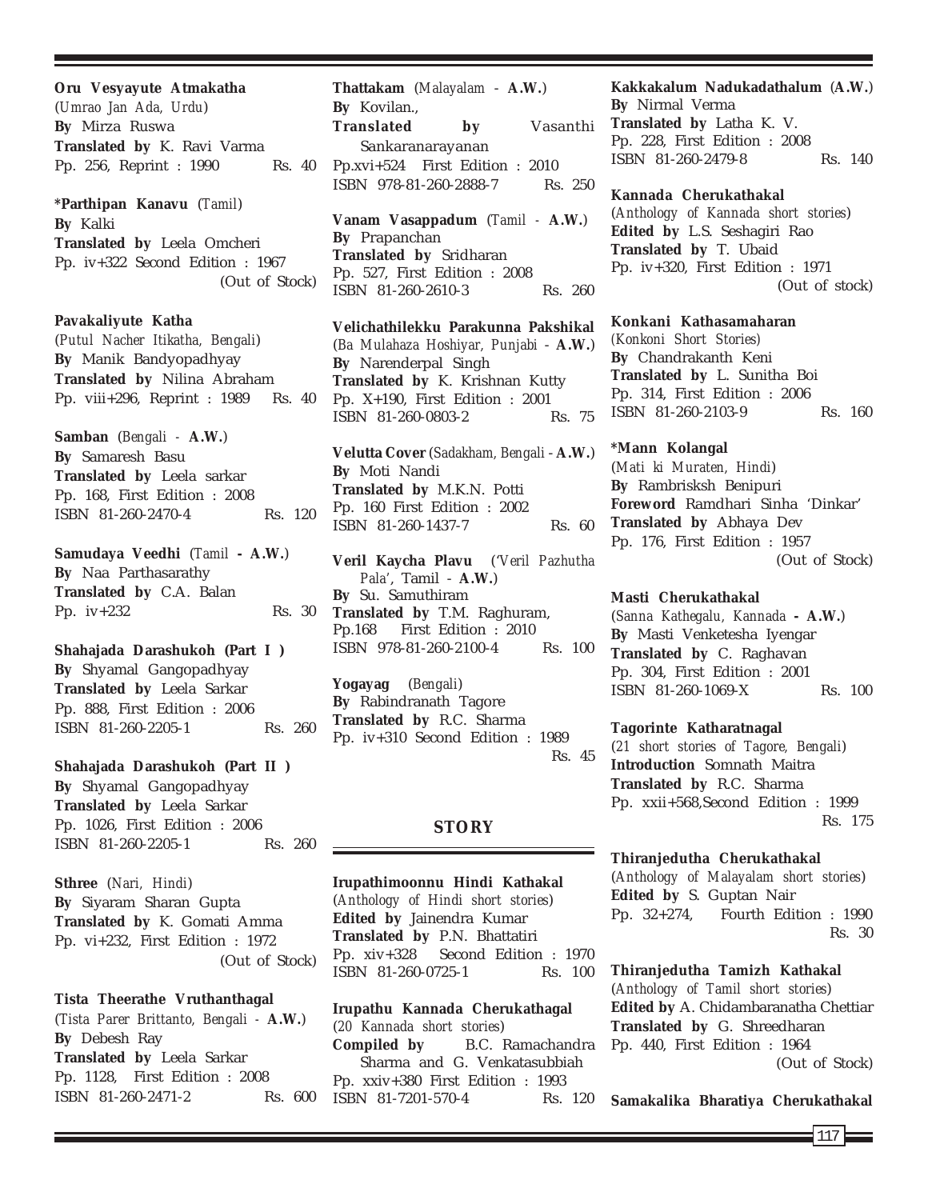**Oru Vesyayute Atmakatha**
(*Umrao Jan Ada, Urdu*)
**By** Mirza Ruswa
**Translated by** K. Ravi Varma
Pp. 256, Reprint : 1990 Rs. 40

***Parthipan Kanavu** (*Tamil*)
**By** Kalki
**Translated by** Leela Omcheri
Pp. iv+322 Second Edition : 1967
(Out of Stock)

**Pavakaliyute Katha**
(*Putul Nacher Itikatha, Bengali*)
**By** Manik Bandyopadhyay
**Translated by** Nilina Abraham
Pp. viii+296, Reprint : 1989 Rs. 40

**Samban** (*Bengali* - **A.W.**)
**By** Samaresh Basu
**Translated by** Leela sarkar
Pp. 168, First Edition : 2008
ISBN 81-260-2470-4 Rs. 120

**Samudaya Veedhi** (*Tamil* **- A.W.**)
**By** Naa Parthasarathy
**Translated by** C.A. Balan
Pp. iv+232 Rs. 30

**Shahajada Darashukoh (Part I )**
**By** Shyamal Gangopadhyay
**Translated by** Leela Sarkar
Pp. 888, First Edition : 2006
ISBN 81-260-2205-1 Rs. 260

**Shahajada Darashukoh (Part II )**
**By** Shyamal Gangopadhyay
**Translated by** Leela Sarkar
Pp. 1026, First Edition : 2006
ISBN 81-260-2205-1 Rs. 260

**Sthree** (*Nari, Hindi*)
**By** Siyaram Sharan Gupta
**Translated by** K. Gomati Amma
Pp. vi+232, First Edition : 1972
(Out of Stock)

**Tista Theerathe Vruthanthagal**
(*Tista Parer Brittanto, Bengali* - **A.W.**)
**By** Debesh Ray
**Translated by** Leela Sarkar
Pp. 1128, First Edition : 2008
ISBN 81-260-2471-2 Rs. 600

**Thattakam** (*Malayalam* - **A.W.**)
**By** Kovilan.,
**Translated by** Vasanthi Sankaranarayanan
Pp.xvi+524 First Edition : 2010
ISBN 978-81-260-2888-7 Rs. 250

**Vanam Vasappadum** (*Tamil* - **A.W.**)
**By** Prapanchan
**Translated by** Sridharan
Pp. 527, First Edition : 2008
ISBN 81-260-2610-3 Rs. 260

**Velichathilekku Parakunna Pakshikal**
(*Ba Mulahaza Hoshiyar, Punjabi* - **A.W.**)
**By** Narenderpal Singh
**Translated by** K. Krishnan Kutty
Pp. X+190, First Edition : 2001
ISBN 81-260-0803-2 Rs. 75

**Velutta Cover** (*Sadakham, Bengali* - **A.W.**)
**By** Moti Nandi
**Translated by** M.K.N. Potti
Pp. 160 First Edition : 2002
ISBN 81-260-1437-7 Rs. 60

**Veril Kaycha Plavu** (*'Veril Pazhutha Pala'*, Tamil - **A.W.**)
**By** Su. Samuthiram
**Translated by** T.M. Raghuram,
Pp.168 First Edition : 2010
ISBN 978-81-260-2100-4 Rs. 100

**Yogayag** (*Bengali*)
**By** Rabindranath Tagore
**Translated by** R.C. Sharma
Pp. iv+310 Second Edition : 1989
Rs. 45

## STORY

**Irupathimoonnu Hindi Kathakal**
(*Anthology of Hindi short stories*)
**Edited by** Jainendra Kumar
**Translated by** P.N. Bhattatiri
Pp. xiv+328 Second Edition : 1970
ISBN 81-260-0725-1 Rs. 100

**Irupathu Kannada Cherukathagal**
(*20 Kannada short stories*)
**Compiled by** B.C. Ramachandra Sharma and G. Venkatasubbiah
Pp. xxiv+380 First Edition : 1993
ISBN 81-7201-570-4 Rs. 120

**Kakkakalum Nadukadathalum (A.W.)**
**By** Nirmal Verma
**Translated by** Latha K. V.
Pp. 228, First Edition : 2008
ISBN 81-260-2479-8 Rs. 140

**Kannada Cherukathakal**
(*Anthology of Kannada short stories*)
**Edited by** L.S. Seshagiri Rao
**Translated by** T. Ubaid
Pp. iv+320, First Edition : 1971
(Out of stock)

**Konkani Kathasamaharan**
(*Konkoni Short Stories*)
**By** Chandrakanth Keni
**Translated by** L. Sunitha Boi
Pp. 314, First Edition : 2006
ISBN 81-260-2103-9 Rs. 160

***Mann Kolangal**
(*Mati ki Muraten, Hindi*)
**By** Rambrisksh Benipuri
**Foreword** Ramdhari Sinha 'Dinkar'
**Translated by** Abhaya Dev
Pp. 176, First Edition : 1957
(Out of Stock)

**Masti Cherukathakal**
(*Sanna Kathegalu, Kannada* **- A.W.**)
**By** Masti Venketesha Iyengar
**Translated by** C. Raghavan
Pp. 304, First Edition : 2001
ISBN 81-260-1069-X Rs. 100

**Tagorinte Katharatnagal**
(*21 short stories of Tagore, Bengali*)
**Introduction** Somnath Maitra
**Translated by** R.C. Sharma
Pp. xxii+568,Second Edition : 1999
Rs. 175

**Thiranjedutha Cherukathakal**
(*Anthology of Malayalam short stories*)
**Edited by** S. Guptan Nair
Pp. 32+274, Fourth Edition : 1990
Rs. 30

**Thiranjedutha Tamizh Kathakal**
(*Anthology of Tamil short stories*)
**Edited by** A. Chidambaranatha Chettiar
**Translated by** G. Shreedharan
Pp. 440, First Edition : 1964
(Out of Stock)

**Samakalika Bharatiya Cherukathakal**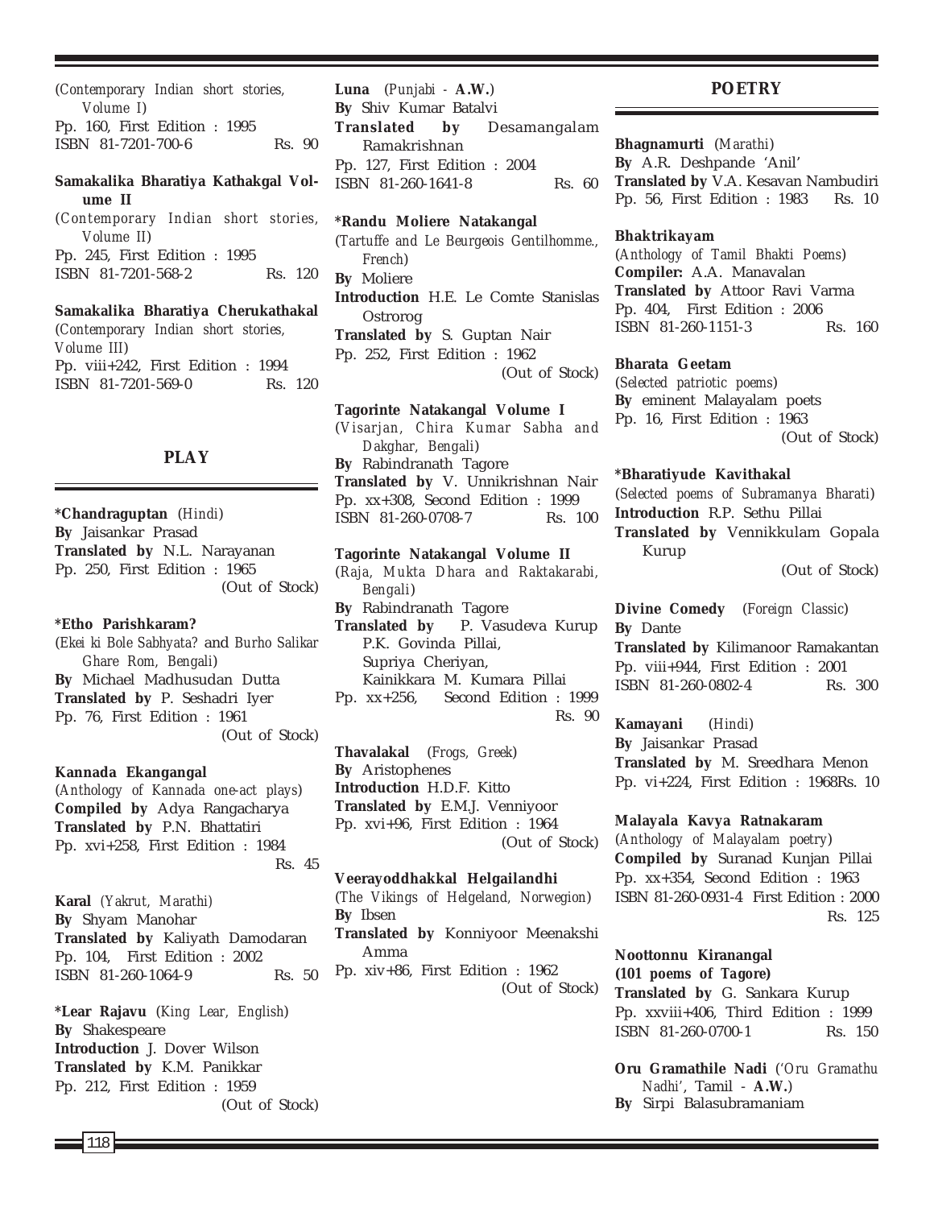(*Contemporary Indian short stories, Volume I*)
Pp. 160, First Edition : 1995
ISBN 81-7201-700-6 Rs. 90

**Samakalika Bharatiya Kathakgal Volume II**
(*Contemporary Indian short stories, Volume II*)
Pp. 245, First Edition : 1995
ISBN 81-7201-568-2 Rs. 120

**Samakalika Bharatiya Cherukathakal**
(*Contemporary Indian short stories, Volume III*)
Pp. viii+242, First Edition : 1994
ISBN 81-7201-569-0 Rs. 120

## PLAY

**\*Chandraguptan** (*Hindi*)
**By** Jaisankar Prasad
**Translated by** N.L. Narayanan
Pp. 250, First Edition : 1965
(Out of Stock)

**\*Etho Parishkaram?**
(*Ekei ki Bole Sabhyata?* and *Burho Salikar Ghare Rom, Bengali*)
**By** Michael Madhusudan Dutta
**Translated by** P. Seshadri Iyer
Pp. 76, First Edition : 1961
(Out of Stock)

**Kannada Ekangangal**
(*Anthology of Kannada one-act plays*)
**Compiled by** Adya Rangacharya
**Translated by** P.N. Bhattatiri
Pp. xvi+258, First Edition : 1984
Rs. 45

**Karal** (*Yakrut, Marathi*)
**By** Shyam Manohar
**Translated by** Kaliyath Damodaran
Pp. 104, First Edition : 2002
ISBN 81-260-1064-9 Rs. 50

**\*Lear Rajavu** (*King Lear, English*)
**By** Shakespeare
**Introduction** J. Dover Wilson
**Translated by** K.M. Panikkar
Pp. 212, First Edition : 1959
(Out of Stock)

**Luna** (*Punjabi* - **A.W.**)
**By** Shiv Kumar Batalvi
**Translated by** Desamangalam Ramakrishnan
Pp. 127, First Edition : 2004
ISBN 81-260-1641-8 Rs. 60

**\*Randu Moliere Natakangal**
(*Tartuffe and Le Beurgeois Gentilhomme., French*)
**By** Moliere
**Introduction** H.E. Le Comte Stanislas Ostrorog
**Translated by** S. Guptan Nair
Pp. 252, First Edition : 1962
(Out of Stock)

**Tagorinte Natakangal Volume I**
(*Visarjan, Chira Kumar Sabha and Dakghar, Bengali*)
**By** Rabindranath Tagore
**Translated by** V. Unnikrishnan Nair
Pp. xx+308, Second Edition : 1999
ISBN 81-260-0708-7 Rs. 100

**Tagorinte Natakangal Volume II**
(*Raja, Mukta Dhara and Raktakarabi, Bengali*)
**By** Rabindranath Tagore
**Translated by** P. Vasudeva Kurup
P.K. Govinda Pillai,
Supriya Cheriyan,
Kainikkara M. Kumara Pillai
Pp. xx+256, Second Edition : 1999
Rs. 90

**Thavalakal** (*Frogs, Greek*)
**By** Aristophenes
**Introduction** H.D.F. Kitto
**Translated by** E.M.J. Venniyoor
Pp. xvi+96, First Edition : 1964
(Out of Stock)

**Veerayoddhakkal Helgailandhi**
(*The Vikings of Helgeland, Norwegion*)
**By** Ibsen
**Translated by** Konniyoor Meenakshi Amma
Pp. xiv+86, First Edition : 1962
(Out of Stock)

## POETRY

**Bhagnamurti** (*Marathi*)
**By** A.R. Deshpande 'Anil'
**Translated by** V.A. Kesavan Nambudiri
Pp. 56, First Edition : 1983 Rs. 10

**Bhaktrikayam**
(*Anthology of Tamil Bhakti Poems*)
**Compiler:** A.A. Manavalan
**Translated by** Attoor Ravi Varma
Pp. 404, First Edition : 2006
ISBN 81-260-1151-3 Rs. 160

**Bharata Geetam**
(*Selected patriotic poems*)
**By** eminent Malayalam poets
Pp. 16, First Edition : 1963
(Out of Stock)

**\*Bharatiyude Kavithakal**
(*Selected poems of Subramanya Bharati*)
**Introduction** R.P. Sethu Pillai
**Translated by** Vennikkulam Gopala Kurup
(Out of Stock)

**Divine Comedy** (*Foreign Classic*)
**By** Dante
**Translated by** Kilimanoor Ramakantan
Pp. viii+944, First Edition : 2001
ISBN 81-260-0802-4 Rs. 300

**Kamayani** (*Hindi*)
**By** Jaisankar Prasad
**Translated by** M. Sreedhara Menon
Pp. vi+224, First Edition : 1968Rs. 10

**Malayala Kavya Ratnakaram**
(*Anthology of Malayalam poetry*)
**Compiled by** Suranad Kunjan Pillai
Pp. xx+354, Second Edition : 1963
ISBN 81-260-0931-4 First Edition : 2000
Rs. 125

**Noottonnu Kiranangal**
**(101 poems of Tagore)**
**Translated by** G. Sankara Kurup
Pp. xxviii+406, Third Edition : 1999
ISBN 81-260-0700-1 Rs. 150

**Oru Gramathile Nadi** ('*Oru Gramathu Nadhi*', Tamil - **A.W.**)
**By** Sirpi Balasubramaniam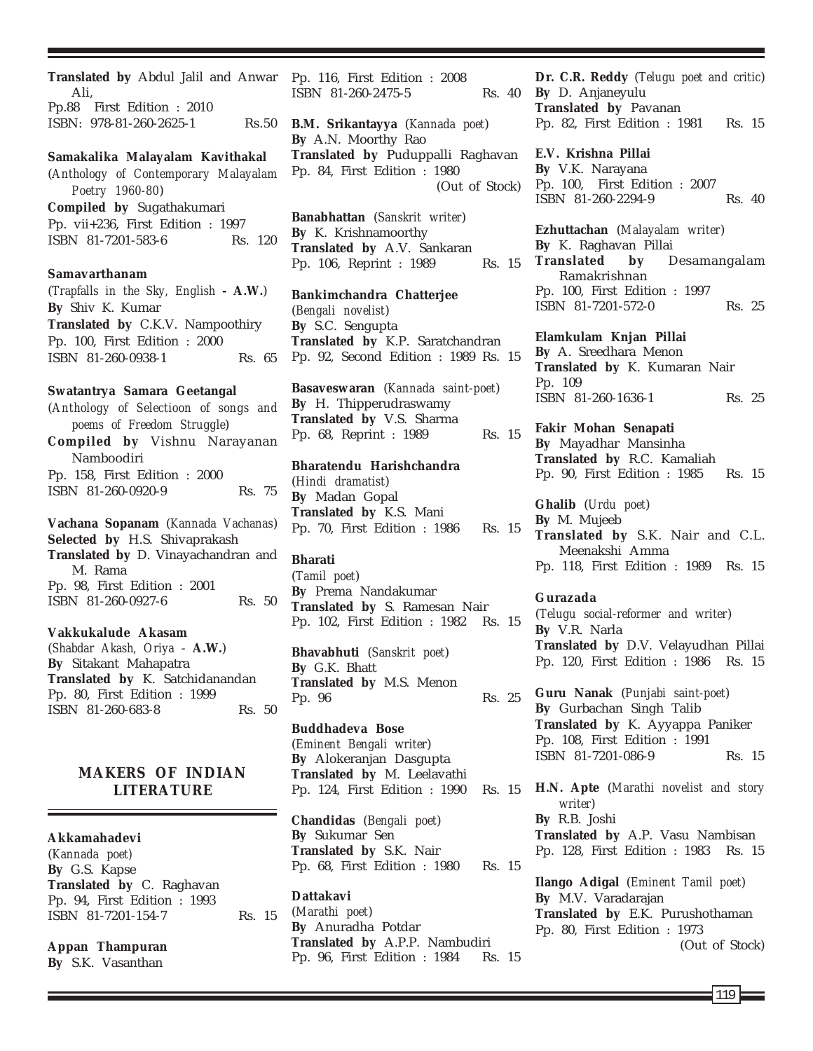**Translated by** Abdul Jalil and Anwar Ali,
Pp.88 First Edition : 2010
ISBN: 978-81-260-2625-1 Rs.50

**Samakalika Malayalam Kavithakal**
(*Anthology of Contemporary Malayalam Poetry 1960-80*)
**Compiled by** Sugathakumari
Pp. vii+236, First Edition : 1997
ISBN 81-7201-583-6 Rs. 120

**Samavarthanam**
(*Trapfalls in the Sky, English* **- A.W.**)
**By** Shiv K. Kumar
**Translated by** C.K.V. Nampoothiry
Pp. 100, First Edition : 2000
ISBN 81-260-0938-1 Rs. 65

**Swatantrya Samara Geetangal**
(*Anthology of Selectioon of songs and poems of Freedom Struggle*)
**Compiled by** Vishnu Narayanan Namboodiri
Pp. 158, First Edition : 2000
ISBN 81-260-0920-9 Rs. 75

**Vachana Sopanam** (*Kannada Vachanas*)
**Selected by** H.S. Shivaprakash
**Translated by** D. Vinayachandran and M. Rama
Pp. 98, First Edition : 2001
ISBN 81-260-0927-6 Rs. 50

**Vakkukalude Akasam**
(*Shabdar Akash, Oriya -* **A.W.**)
**By** Sitakant Mahapatra
**Translated by** K. Satchidanandan
Pp. 80, First Edition : 1999
ISBN 81-260-683-8 Rs. 50

## MAKERS OF INDIAN LITERATURE

**Akkamahadevi**
(*Kannada poet*)
**By** G.S. Kapse
**Translated by** C. Raghavan
Pp. 94, First Edition : 1993
ISBN 81-7201-154-7 Rs. 15

**Appan Thampuran**
**By** S.K. Vasanthan
Pp. 116, First Edition : 2008
ISBN 81-260-2475-5 Rs. 40

**B.M. Srikantayya** (*Kannada poet*)
**By** A.N. Moorthy Rao
**Translated by** Puduppalli Raghavan
Pp. 84, First Edition : 1980
(Out of Stock)

**Banabhattan** (*Sanskrit writer*)
**By** K. Krishnamoorthy
**Translated by** A.V. Sankaran
Pp. 106, Reprint : 1989 Rs. 15

**Bankimchandra Chatterjee**
(*Bengali novelist*)
**By** S.C. Sengupta
**Translated by** K.P. Saratchandran
Pp. 92, Second Edition : 1989 Rs. 15

**Basaveswaran** (*Kannada saint-poet*)
**By** H. Thipperudraswamy
**Translated by** V.S. Sharma
Pp. 68, Reprint : 1989 Rs. 15

**Bharatendu Harishchandra**
(*Hindi dramatist*)
**By** Madan Gopal
**Translated by** K.S. Mani
Pp. 70, First Edition : 1986 Rs. 15

**Bharati**
(*Tamil poet*)
**By** Prema Nandakumar
**Translated by** S. Ramesan Nair
Pp. 102, First Edition : 1982 Rs. 15

**Bhavabhuti** (*Sanskrit poet*)
**By** G.K. Bhatt
**Translated by** M.S. Menon
Pp. 96 Rs. 25

**Buddhadeva Bose**
(*Eminent Bengali writer*)
**By** Alokeranjan Dasgupta
**Translated by** M. Leelavathi
Pp. 124, First Edition : 1990 Rs. 15

**Chandidas** (*Bengali poet*)
**By** Sukumar Sen
**Translated by** S.K. Nair
Pp. 68, First Edition : 1980 Rs. 15

**Dattakavi**
(*Marathi poet*)
**By** Anuradha Potdar
**Translated by** A.P.P. Nambudiri
Pp. 96, First Edition : 1984 Rs. 15

**Dr. C.R. Reddy** (*Telugu poet and critic*)
**By** D. Anjaneyulu
**Translated by** Pavanan
Pp. 82, First Edition : 1981 Rs. 15

**E.V. Krishna Pillai**
**By** V.K. Narayana
Pp. 100, First Edition : 2007
ISBN 81-260-2294-9 Rs. 40

**Ezhuttachan** (*Malayalam writer*)
**By** K. Raghavan Pillai
**Translated by** Desamangalam Ramakrishnan
Pp. 100, First Edition : 1997
ISBN 81-7201-572-0 Rs. 25

**Elamkulam Knjan Pillai**
**By** A. Sreedhara Menon
**Translated by** K. Kumaran Nair
Pp. 109
ISBN 81-260-1636-1 Rs. 25

**Fakir Mohan Senapati**
**By** Mayadhar Mansinha
**Translated by** R.C. Kamaliah
Pp. 90, First Edition : 1985 Rs. 15

**Ghalib** (*Urdu poet*)
**By** M. Mujeeb
**Translated by** S.K. Nair and C.L. Meenakshi Amma
Pp. 118, First Edition : 1989 Rs. 15

**Gurazada**
(*Telugu social-reformer and writer*)
**By** V.R. Narla
**Translated by** D.V. Velayudhan Pillai
Pp. 120, First Edition : 1986 Rs. 15

**Guru Nanak** (*Punjabi saint-poet*)
**By** Gurbachan Singh Talib
**Translated by** K. Ayyappa Paniker
Pp. 108, First Edition : 1991
ISBN 81-7201-086-9 Rs. 15

**H.N. Apte** (*Marathi novelist and story writer*)
**By** R.B. Joshi
**Translated by** A.P. Vasu Nambisan
Pp. 128, First Edition : 1983 Rs. 15

**Ilango Adigal** (*Eminent Tamil poet*)
**By** M.V. Varadarajan
**Translated by** E.K. Purushothaman
Pp. 80, First Edition : 1973
(Out of Stock)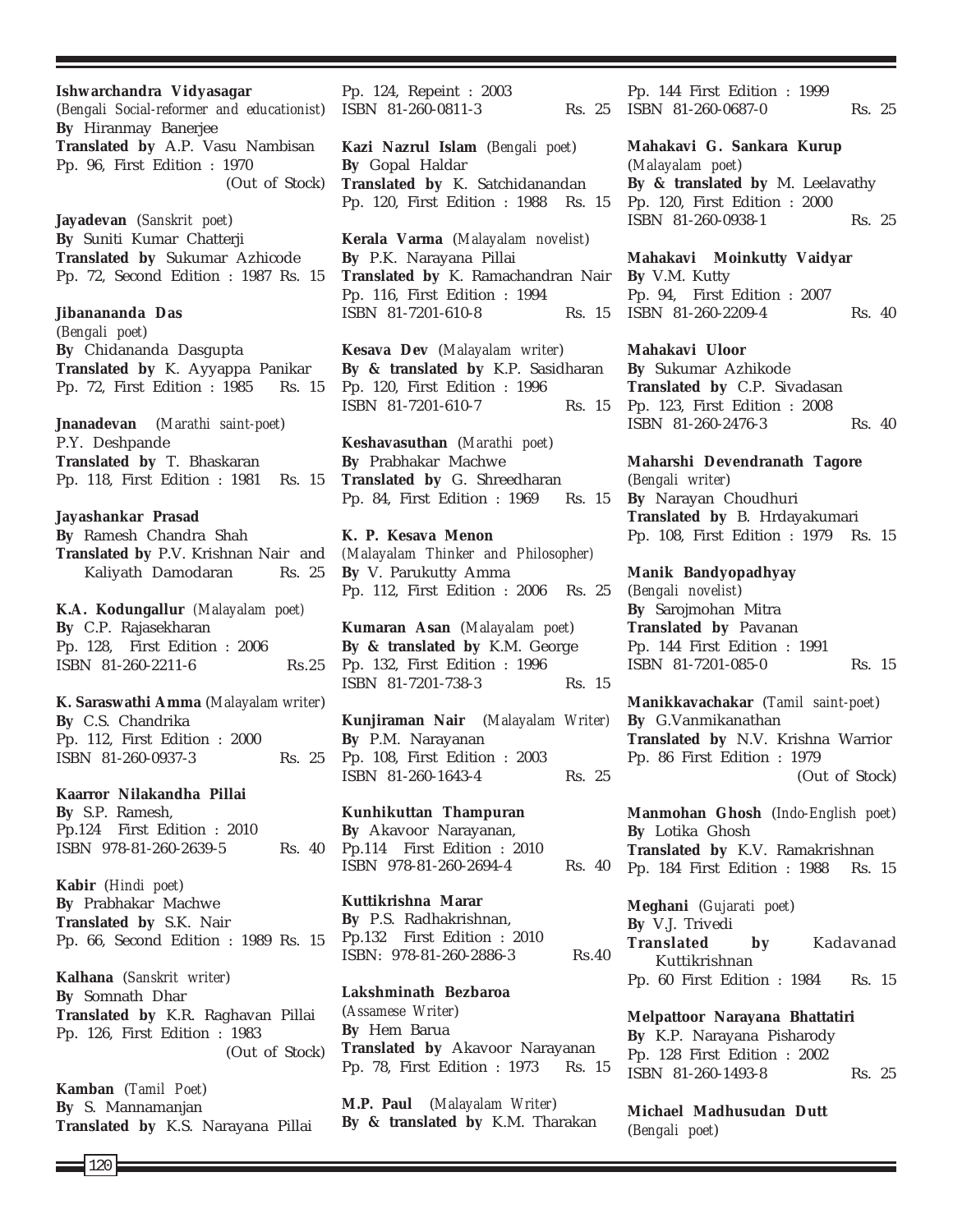**Ishwarchandra Vidyasagar**
(*Bengali Social-reformer and educationist*)
**By** Hiranmay Banerjee
**Translated by** A.P. Vasu Nambisan
Pp. 96, First Edition : 1970
(Out of Stock)

**Jayadevan** (*Sanskrit poet*)
**By** Suniti Kumar Chatterji
**Translated by** Sukumar Azhicode
Pp. 72, Second Edition : 1987 Rs. 15

**Jibanananda Das**
(*Bengali poet*)
**By** Chidananda Dasgupta
**Translated by** K. Ayyappa Panikar
Pp. 72, First Edition : 1985 Rs. 15

**Jnanadevan** (*Marathi saint-poet*)
P.Y. Deshpande
**Translated by** T. Bhaskaran
Pp. 118, First Edition : 1981 Rs. 15

**Jayashankar Prasad**
**By** Ramesh Chandra Shah
**Translated by** P.V. Krishnan Nair and Kaliyath Damodaran Rs. 25

**K.A. Kodungallur** (*Malayalam poet*)
**By** C.P. Rajasekharan
Pp. 128, First Edition : 2006
ISBN 81-260-2211-6 Rs.25

**K. Saraswathi Amma** (*Malayalam writer*)
**By** C.S. Chandrika
Pp. 112, First Edition : 2000
ISBN 81-260-0937-3 Rs. 25

**Kaarror Nilakandha Pillai**
**By** S.P. Ramesh,
Pp.124 First Edition : 2010
ISBN 978-81-260-2639-5 Rs. 40

**Kabir** (*Hindi poet*)
**By** Prabhakar Machwe
**Translated by** S.K. Nair
Pp. 66, Second Edition : 1989 Rs. 15

**Kalhana** (*Sanskrit writer*)
**By** Somnath Dhar
**Translated by** K.R. Raghavan Pillai
Pp. 126, First Edition : 1983
(Out of Stock)

**Kamban** (*Tamil Poet*)
**By** S. Mannamanjan
**Translated by** K.S. Narayana Pillai
Pp. 124, Repeint : 2003
ISBN 81-260-0811-3 Rs. 25

**Kazi Nazrul Islam** (*Bengali poet*)
**By** Gopal Haldar
**Translated by** K. Satchidanandan
Pp. 120, First Edition : 1988 Rs. 15

**Kerala Varma** (*Malayalam novelist*)
**By** P.K. Narayana Pillai
**Translated by** K. Ramachandran Nair
Pp. 116, First Edition : 1994
ISBN 81-7201-610-8 Rs. 15

**Kesava Dev** (*Malayalam writer*)
**By & translated by** K.P. Sasidharan
Pp. 120, First Edition : 1996
ISBN 81-7201-610-7 Rs. 15

**Keshavasuthan** (*Marathi poet*)
**By** Prabhakar Machwe
**Translated by** G. Shreedharan
Pp. 84, First Edition : 1969 Rs. 15

**K. P. Kesava Menon**
(*Malayalam Thinker and Philosopher*)
**By** V. Parukutty Amma
Pp. 112, First Edition : 2006 Rs. 25

**Kumaran Asan** (*Malayalam poet*)
**By & translated by** K.M. George
Pp. 132, First Edition : 1996
ISBN 81-7201-738-3 Rs. 15

**Kunjiraman Nair** (*Malayalam Writer*)
**By** P.M. Narayanan
Pp. 108, First Edition : 2003
ISBN 81-260-1643-4 Rs. 25

**Kunhikuttan Thampuran**
**By** Akavoor Narayanan,
Pp.114 First Edition : 2010
ISBN 978-81-260-2694-4 Rs. 40

**Kuttikrishna Marar**
**By** P.S. Radhakrishnan,
Pp.132 First Edition : 2010
ISBN: 978-81-260-2886-3 Rs.40

**Lakshminath Bezbaroa**
(*Assamese Writer*)
**By** Hem Barua
**Translated by** Akavoor Narayanan
Pp. 78, First Edition : 1973 Rs. 15

**M.P. Paul** (*Malayalam Writer*)
**By & translated by** K.M. Tharakan
Pp. 144 First Edition : 1999
ISBN 81-260-0687-0 Rs. 25

**Mahakavi G. Sankara Kurup**
(*Malayalam poet*)
**By & translated by** M. Leelavathy
Pp. 120, First Edition : 2000
ISBN 81-260-0938-1 Rs. 25

**Mahakavi Moinkutty Vaidyar**
**By** V.M. Kutty
Pp. 94, First Edition : 2007
ISBN 81-260-2209-4 Rs. 40

**Mahakavi Uloor**
**By** Sukumar Azhikode
**Translated by** C.P. Sivadasan
Pp. 123, First Edition : 2008
ISBN 81-260-2476-3 Rs. 40

**Maharshi Devendranath Tagore**
(*Bengali writer*)
**By** Narayan Choudhuri
**Translated by** B. Hrdayakumari
Pp. 108, First Edition : 1979 Rs. 15

**Manik Bandyopadhyay**
(*Bengali novelist*)
**By** Sarojmohan Mitra
**Translated by** Pavanan
Pp. 144 First Edition : 1991
ISBN 81-7201-085-0 Rs. 15

**Manikkavachakar** (*Tamil saint-poet*)
**By** G.Vanmikanathan
**Translated by** N.V. Krishna Warrior
Pp. 86 First Edition : 1979
(Out of Stock)

**Manmohan Ghosh** (*Indo-English poet*)
**By** Lotika Ghosh
**Translated by** K.V. Ramakrishnan
Pp. 184 First Edition : 1988 Rs. 15

**Meghani** (*Gujarati poet*)
**By** V.J. Trivedi
**Translated by** Kadavanad Kuttikrishnan
Pp. 60 First Edition : 1984 Rs. 15

**Melpattoor Narayana Bhattatiri**
**By** K.P. Narayana Pisharody
Pp. 128 First Edition : 2002
ISBN 81-260-1493-8 Rs. 25

**Michael Madhusudan Dutt**
(*Bengali poet*)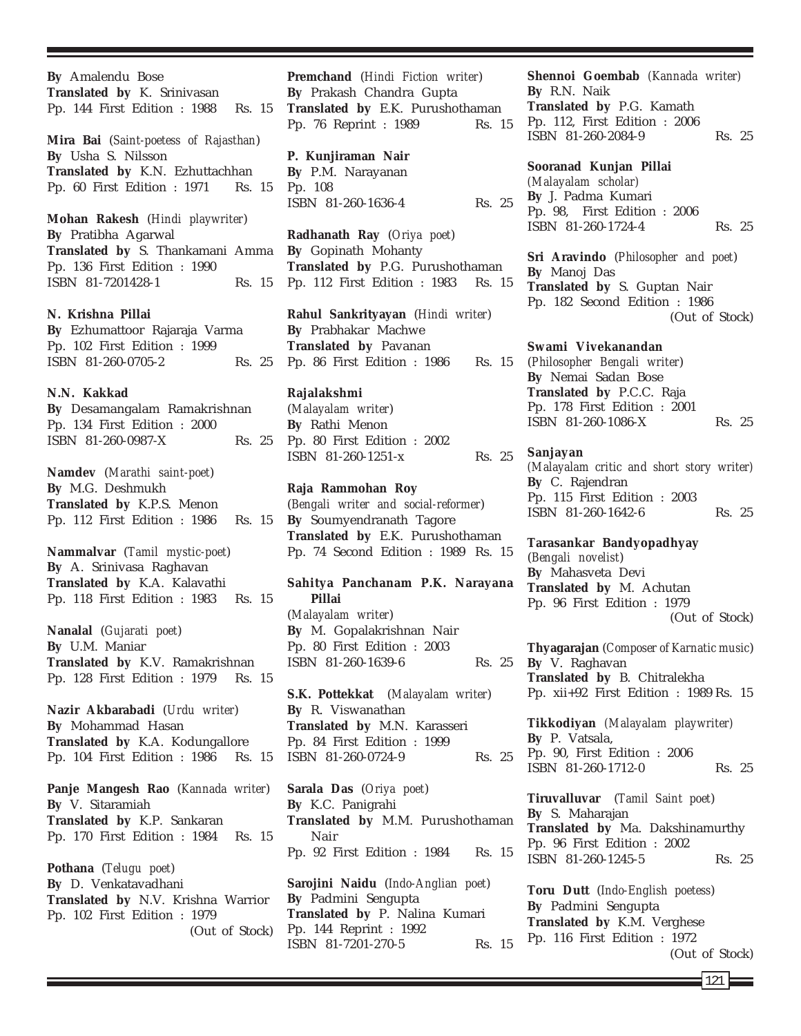**By** Amalendu Bose
**Translated by** K. Srinivasan
Pp. 144 First Edition : 1988 Rs. 15

**Mira Bai** (*Saint-poetess of Rajasthan*)
**By** Usha S. Nilsson
**Translated by** K.N. Ezhuttachhan
Pp. 60 First Edition : 1971 Rs. 15

**Mohan Rakesh** (*Hindi playwriter*)
**By** Pratibha Agarwal
**Translated by** S. Thankamani Amma
Pp. 136 First Edition : 1990
ISBN 81-7201428-1 Rs. 15

**N. Krishna Pillai**
**By** Ezhumattoor Rajaraja Varma
Pp. 102 First Edition : 1999
ISBN 81-260-0705-2 Rs. 25

**N.N. Kakkad**
**By** Desamangalam Ramakrishnan
Pp. 134 First Edition : 2000
ISBN 81-260-0987-X Rs. 25

**Namdev** (*Marathi saint-poet*)
**By** M.G. Deshmukh
**Translated by** K.P.S. Menon
Pp. 112 First Edition : 1986 Rs. 15

**Nammalvar** (*Tamil mystic-poet*)
**By** A. Srinivasa Raghavan
**Translated by** K.A. Kalavathi
Pp. 118 First Edition : 1983 Rs. 15

**Nanalal** (*Gujarati poet*)
**By** U.M. Maniar
**Translated by** K.V. Ramakrishnan
Pp. 128 First Edition : 1979 Rs. 15

**Nazir Akbarabadi** (*Urdu writer*)
**By** Mohammad Hasan
**Translated by** K.A. Kodungallore
Pp. 104 First Edition : 1986 Rs. 15

**Panje Mangesh Rao** (*Kannada writer*)
**By** V. Sitaramiah
**Translated by** K.P. Sankaran
Pp. 170 First Edition : 1984 Rs. 15

**Pothana** (*Telugu poet*)
**By** D. Venkatavadhani
**Translated by** N.V. Krishna Warrior
Pp. 102 First Edition : 1979
(Out of Stock)

**Premchand** (*Hindi Fiction writer*)
**By** Prakash Chandra Gupta
**Translated by** E.K. Purushothaman
Pp. 76 Reprint : 1989 Rs. 15

**P. Kunjiraman Nair**
**By** P.M. Narayanan
Pp. 108
ISBN 81-260-1636-4 Rs. 25

**Radhanath Ray** (*Oriya poet*)
**By** Gopinath Mohanty
**Translated by** P.G. Purushothaman
Pp. 112 First Edition : 1983 Rs. 15

**Rahul Sankrityayan** (*Hindi writer*)
**By** Prabhakar Machwe
**Translated by** Pavanan
Pp. 86 First Edition : 1986 Rs. 15

**Rajalakshmi**
(*Malayalam writer*)
**By** Rathi Menon
Pp. 80 First Edition : 2002
ISBN 81-260-1251-x Rs. 25

**Raja Rammohan Roy**
(*Bengali writer and social-reformer*)
**By** Soumyendranath Tagore
**Translated by** E.K. Purushothaman
Pp. 74 Second Edition : 1989 Rs. 15

**Sahitya Panchanam P.K. Narayana Pillai**
(*Malayalam writer*)
**By** M. Gopalakrishnan Nair
Pp. 80 First Edition : 2003
ISBN 81-260-1639-6 Rs. 25

**S.K. Pottekkat** (*Malayalam writer*)
**By** R. Viswanathan
**Translated by** M.N. Karasseri
Pp. 84 First Edition : 1999
ISBN 81-260-0724-9 Rs. 25

**Sarala Das** (*Oriya poet*)
**By** K.C. Panigrahi
**Translated by** M.M. Purushothaman Nair
Pp. 92 First Edition : 1984 Rs. 15

**Sarojini Naidu** (*Indo-Anglian poet*)
**By** Padmini Sengupta
**Translated by** P. Nalina Kumari
Pp. 144 Reprint : 1992
ISBN 81-7201-270-5 Rs. 15

**Shennoi Goembab** (*Kannada writer*)
**By** R.N. Naik
**Translated by** P.G. Kamath
Pp. 112, First Edition : 2006
ISBN 81-260-2084-9 Rs. 25

**Sooranad Kunjan Pillai**
(*Malayalam scholar*)
**By** J. Padma Kumari
Pp. 98, First Edition : 2006
ISBN 81-260-1724-4 Rs. 25

**Sri Aravindo** (*Philosopher and poet*)
**By** Manoj Das
**Translated by** S. Guptan Nair
Pp. 182 Second Edition : 1986
(Out of Stock)

**Swami Vivekanandan**
(*Philosopher Bengali writer*)
**By** Nemai Sadan Bose
**Translated by** P.C.C. Raja
Pp. 178 First Edition : 2001
ISBN 81-260-1086-X Rs. 25

**Sanjayan**
(*Malayalam critic and short story writer*)
**By** C. Rajendran
Pp. 115 First Edition : 2003
ISBN 81-260-1642-6 Rs. 25

**Tarasankar Bandyopadhyay**
(*Bengali novelist*)
**By** Mahasveta Devi
**Translated by** M. Achutan
Pp. 96 First Edition : 1979
(Out of Stock)

**Thyagarajan** (*Composer of Karnatic music*)
**By** V. Raghavan
**Translated by** B. Chitralekha
Pp. xii+92 First Edition : 1989 Rs. 15

**Tikkodiyan** (*Malayalam playwriter*)
**By** P. Vatsala,
Pp. 90, First Edition : 2006
ISBN 81-260-1712-0 Rs. 25

**Tiruvalluvar** (*Tamil Saint poet*)
**By** S. Maharajan
**Translated by** Ma. Dakshinamurthy
Pp. 96 First Edition : 2002
ISBN 81-260-1245-5 Rs. 25

**Toru Dutt** (*Indo-English poetess*)
**By** Padmini Sengupta
**Translated by** K.M. Verghese
Pp. 116 First Edition : 1972
(Out of Stock)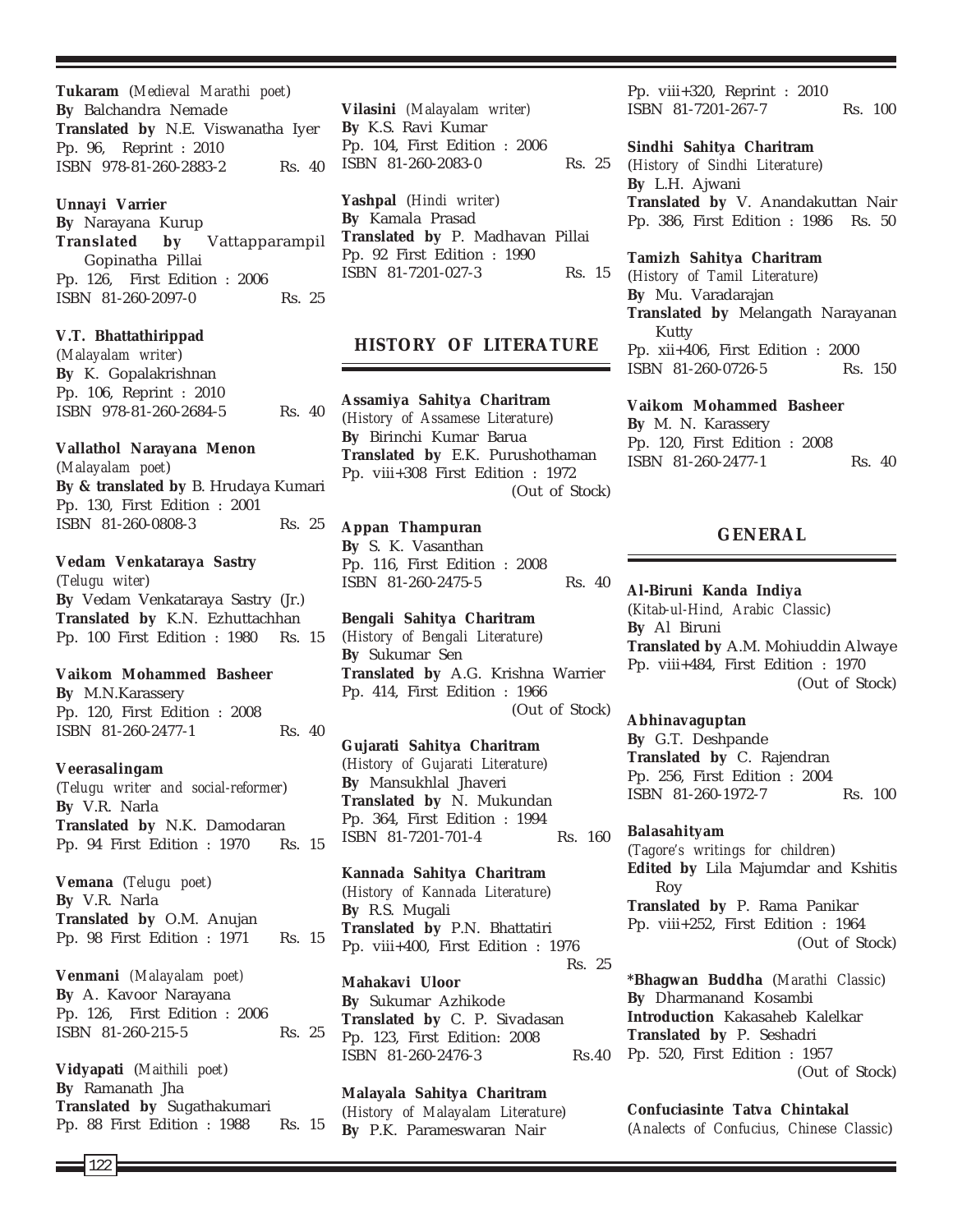**Tukaram** (*Medieval Marathi poet*)
**By** Balchandra Nemade
**Translated by** N.E. Viswanatha Iyer
Pp. 96, Reprint : 2010
ISBN 978-81-260-2883-2 Rs. 40

**Unnayi Varrier**
**By** Narayana Kurup
**Translated by** Vattapparampil Gopinatha Pillai
Pp. 126, First Edition : 2006
ISBN 81-260-2097-0 Rs. 25

**V.T. Bhattathirippad**
(*Malayalam writer*)
**By** K. Gopalakrishnan
Pp. 106, Reprint : 2010
ISBN 978-81-260-2684-5 Rs. 40

**Vallathol Narayana Menon**
(*Malayalam poet*)
**By & translated by** B. Hrudaya Kumari
Pp. 130, First Edition : 2001
ISBN 81-260-0808-3 Rs. 25

**Vedam Venkataraya Sastry**
(*Telugu witer*)
**By** Vedam Venkataraya Sastry (Jr.)
**Translated by** K.N. Ezhuttachhan
Pp. 100 First Edition : 1980 Rs. 15

**Vaikom Mohammed Basheer**
**By** M.N.Karassery
Pp. 120, First Edition : 2008
ISBN 81-260-2477-1 Rs. 40

**Veerasalingam**
(*Telugu writer and social-reformer*)
**By** V.R. Narla
**Translated by** N.K. Damodaran
Pp. 94 First Edition : 1970 Rs. 15

**Vemana** (*Telugu poet*)
**By** V.R. Narla
**Translated by** O.M. Anujan
Pp. 98 First Edition : 1971 Rs. 15

**Venmani** (*Malayalam poet*)
**By** A. Kavoor Narayana
Pp. 126, First Edition : 2006
ISBN 81-260-215-5 Rs. 25

**Vidyapati** (*Maithili poet*)
**By** Ramanath Jha
**Translated by** Sugathakumari
Pp. 88 First Edition : 1988 Rs. 15

**Vilasini** (*Malayalam writer*)
**By** K.S. Ravi Kumar
Pp. 104, First Edition : 2006
ISBN 81-260-2083-0 Rs. 25

**Yashpal** (*Hindi writer*)
**By** Kamala Prasad
**Translated by** P. Madhavan Pillai
Pp. 92 First Edition : 1990
ISBN 81-7201-027-3 Rs. 15

## HISTORY OF LITERATURE

**Assamiya Sahitya Charitram**
(*History of Assamese Literature*)
**By** Birinchi Kumar Barua
**Translated by** E.K. Purushothaman
Pp. viii+308 First Edition : 1972
(Out of Stock)

**Appan Thampuran**
**By** S. K. Vasanthan
Pp. 116, First Edition : 2008
ISBN 81-260-2475-5 Rs. 40

**Bengali Sahitya Charitram**
(*History of Bengali Literature*)
**By** Sukumar Sen
**Translated by** A.G. Krishna Warrier
Pp. 414, First Edition : 1966
(Out of Stock)

**Gujarati Sahitya Charitram**
(*History of Gujarati Literature*)
**By** Mansukhlal Jhaveri
**Translated by** N. Mukundan
Pp. 364, First Edition : 1994
ISBN 81-7201-701-4 Rs. 160

**Kannada Sahitya Charitram**
(*History of Kannada Literature*)
**By** R.S. Mugali
**Translated by** P.N. Bhattatiri
Pp. viii+400, First Edition : 1976
Rs. 25

**Mahakavi Uloor**
**By** Sukumar Azhikode
**Translated by** C. P. Sivadasan
Pp. 123, First Edition: 2008
ISBN 81-260-2476-3 Rs.40

**Malayala Sahitya Charitram**
(*History of Malayalam Literature*)
**By** P.K. Parameswaran Nair
Pp. viii+320, Reprint : 2010
ISBN 81-7201-267-7 Rs. 100

**Sindhi Sahitya Charitram**
(*History of Sindhi Literature*)
**By** L.H. Ajwani
**Translated by** V. Anandakuttan Nair
Pp. 386, First Edition : 1986 Rs. 50

**Tamizh Sahitya Charitram**
(*History of Tamil Literature*)
**By** Mu. Varadarajan
**Translated by** Melangath Narayanan Kutty
Pp. xii+406, First Edition : 2000
ISBN 81-260-0726-5 Rs. 150

**Vaikom Mohammed Basheer**
**By** M. N. Karassery
Pp. 120, First Edition : 2008
ISBN 81-260-2477-1 Rs. 40

## GENERAL

**Al-Biruni Kanda Indiya**
(*Kitab-ul-Hind, Arabic Classic*)
**By** Al Biruni
**Translated by** A.M. Mohiuddin Alwaye
Pp. viii+484, First Edition : 1970
(Out of Stock)

**Abhinavaguptan**
**By** G.T. Deshpande
**Translated by** C. Rajendran
Pp. 256, First Edition : 2004
ISBN 81-260-1972-7 Rs. 100

**Balasahityam**
(*Tagore's writings for children*)
**Edited by** Lila Majumdar and Kshitis Roy
**Translated by** P. Rama Panikar
Pp. viii+252, First Edition : 1964
(Out of Stock)

***Bhagwan Buddha** (*Marathi Classic*)
**By** Dharmanand Kosambi
**Introduction** Kakasaheb Kalelkar
**Translated by** P. Seshadri
Pp. 520, First Edition : 1957
(Out of Stock)

**Confuciasinte Tatva Chintakal**
(*Analects of Confucius, Chinese Classic*)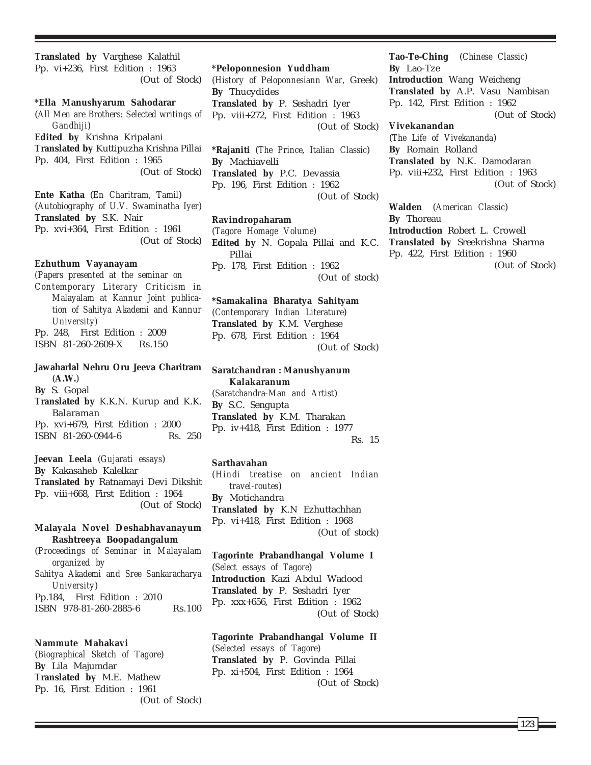**Translated by** Varghese Kalathil
Pp. vi+236, First Edition : 1963
(Out of Stock)

***Ella Manushyarum Sahodarar**
(*All Men are Brothers: Selected writings of Gandhiji*)
**Edited by** Krishna Kripalani
**Translated by** Kuttipuzha Krishna Pillai
Pp. 404, First Edition : 1965
(Out of Stock)

**Ente Katha** (*En Charitram, Tamil*)
(*Autobiography of U.V. Swaminatha Iyer*)
**Translated by** S.K. Nair
Pp. xvi+364, First Edition : 1961
(Out of Stock)

**Ezhuthum Vayanayam**
(*Papers presented at the seminar on Contemporary Literary Criticism in Malayalam at Kannur Joint publication of Sahitya Akademi and Kannur University*)
Pp. 248, First Edition : 2009
ISBN 81-260-2609-X Rs.150

**Jawaharlal Nehru Oru Jeeva Charitram (A.W.)**
**By** S. Gopal
**Translated by** K.K.N. Kurup and K.K. Balaraman
Pp. xvi+679, First Edition : 2000
ISBN 81-260-0944-6 Rs. 250

**Jeevan Leela** (*Gujarati essays*)
**By** Kakasaheb Kalelkar
**Translated by** Ratnamayi Devi Dikshit
Pp. viii+668, First Edition : 1964
(Out of Stock)

**Malayala Novel Deshabhavanayum Rashtreeya Boopadangalum**
(*Proceedings of Seminar in Malayalam organized by Sahitya Akademi and Sree Sankaracharya University*)
Pp.184, First Edition : 2010
ISBN 978-81-260-2885-6 Rs.100

**Nammute Mahakavi**
(*Biographical Sketch of Tagore*)
**By** Lila Majumdar
**Translated by** M.E. Mathew
Pp. 16, First Edition : 1961
(Out of Stock)

***Peloponnesion Yuddham**
(*History of Peloponnesiann War,* Greek)
**By** Thucydides
**Translated by** P. Seshadri Iyer
Pp. viii+272, First Edition : 1963
(Out of Stock)

***Rajaniti** (*The Prince, Italian Classic*)
**By** Machiavelli
**Translated by** P.C. Devassia
Pp. 196, First Edition : 1962
(Out of Stock)

**Ravindropaharam**
(*Tagore Homage Volume*)
**Edited by** N. Gopala Pillai and K.C. Pillai
Pp. 178, First Edition : 1962
(Out of stock)

***Samakalina Bharatya Sahityam**
(*Contemporary Indian Literature*)
**Translated by** K.M. Verghese
Pp. 678, First Edition : 1964
(Out of Stock)

**Saratchandran : Manushyanum Kalakaranum**
(*Saratchandra-Man and Artist*)
**By** S.C. Sengupta
**Translated by** K.M. Tharakan
Pp. iv+418, First Edition : 1977
Rs. 15

**Sarthavahan**
(*Hindi treatise on ancient Indian travel-routes*)
**By** Motichandra
**Translated by** K.N Ezhuttachhan
Pp. vi+418, First Edition : 1968
(Out of stock)

**Tagorinte Prabandhangal Volume I**
(*Select essays of Tagore*)
**Introduction** Kazi Abdul Wadood
**Translated by** P. Seshadri Iyer
Pp. xxx+656, First Edition : 1962
(Out of Stock)

**Tagorinte Prabandhangal Volume II**
(*Selected essays of Tagore*)
**Translated by** P. Govinda Pillai
Pp. xi+504, First Edition : 1964
(Out of Stock)

**Tao-Te-Ching** (*Chinese Classic*)
**By** Lao-Tze
**Introduction** Wang Weicheng
**Translated by** A.P. Vasu Nambisan
Pp. 142, First Edition : 1962
(Out of Stock)

**Vivekanandan**
(*The Life of Vivekananda*)
**By** Romain Rolland
**Translated by** N.K. Damodaran
Pp. viii+232, First Edition : 1963
(Out of Stock)

**Walden** (*American Classic*)
**By** Thoreau
**Introduction** Robert L. Crowell
**Translated by** Sreekrishna Sharma
Pp. 422, First Edition : 1960
(Out of Stock)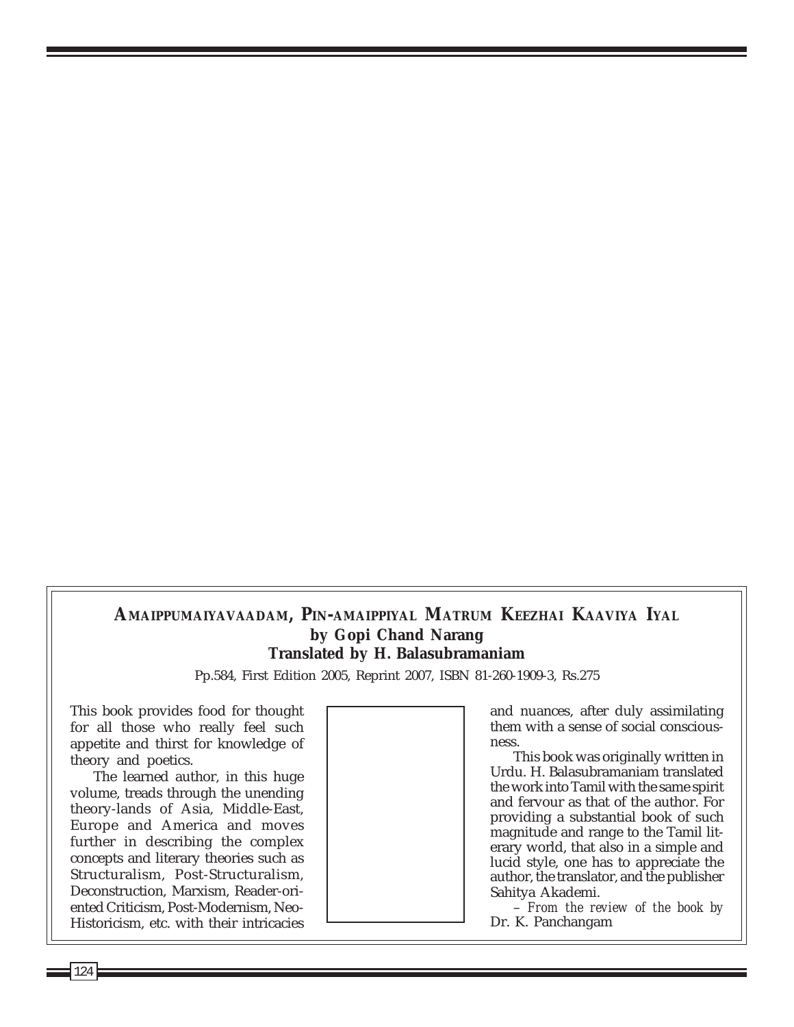## Amaippumaiyavaadam, Pin-amaippiyal Matrum Keezhai Kaaviya Iyal

**by Gopi Chand Narang**

**Translated by H. Balasubramaniam**

Pp.584, First Edition 2005, Reprint 2007, ISBN 81-260-1909-3, Rs.275

This book provides food for thought for all those who really feel such appetite and thirst for knowledge of theory and poetics.

The learned author, in this huge volume, treads through the unending theory-lands of Asia, Middle-East, Europe and America and moves further in describing the complex concepts and literary theories such as Structuralism, Post-Structuralism, Deconstruction, Marxism, Reader-oriented Criticism, Post-Modernism, Neo-Historicism, etc. with their intricacies and nuances, after duly assimilating them with a sense of social consciousness.

This book was originally written in Urdu. H. Balasubramaniam translated the work into Tamil with the same spirit and fervour as that of the author. For providing a substantial book of such magnitude and range to the Tamil literary world, that also in a simple and lucid style, one has to appreciate the author, the translator, and the publisher Sahitya Akademi.

*– From the review of the book by* Dr. K. Panchangam